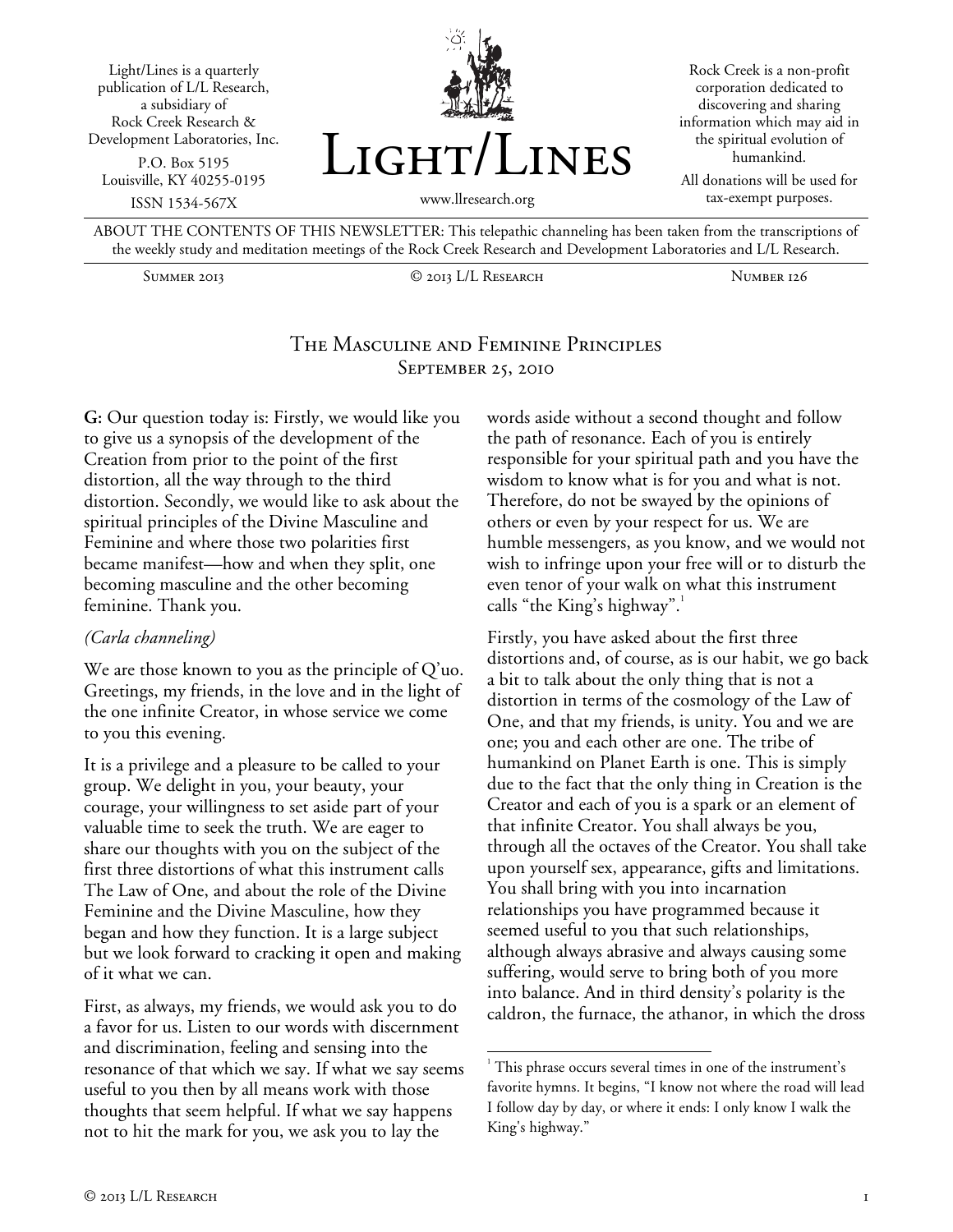Light/Lines is a quarterly publication of L/L Research, a subsidiary of Rock Creek Research & Development Laboratories, Inc.

P.O. Box 5195
Louisville, KY 40255-0195

ISSN 1534-567X

# Light/Lines

www.llresearch.org

Rock Creek is a non-profit corporation dedicated to discovering and sharing information which may aid in the spiritual evolution of humankind.

All donations will be used for tax-exempt purposes.

ABOUT THE CONTENTS OF THIS NEWSLETTER: This telepathic channeling has been taken from the transcriptions of the weekly study and meditation meetings of the Rock Creek Research and Development Laboratories and L/L Research.

Summer 2013 — © 2013 L/L Research — Number 126

## The Masculine and Feminine Principles
### September 25, 2010

**G:** Our question today is: Firstly, we would like you to give us a synopsis of the development of the Creation from prior to the point of the first distortion, all the way through to the third distortion. Secondly, we would like to ask about the spiritual principles of the Divine Masculine and Feminine and where those two polarities first became manifest—how and when they split, one becoming masculine and the other becoming feminine. Thank you.

*(Carla channeling)*

We are those known to you as the principle of Q'uo. Greetings, my friends, in the love and in the light of the one infinite Creator, in whose service we come to you this evening.

It is a privilege and a pleasure to be called to your group. We delight in you, your beauty, your courage, your willingness to set aside part of your valuable time to seek the truth. We are eager to share our thoughts with you on the subject of the first three distortions of what this instrument calls The Law of One, and about the role of the Divine Feminine and the Divine Masculine, how they began and how they function. It is a large subject but we look forward to cracking it open and making of it what we can.

First, as always, my friends, we would ask you to do a favor for us. Listen to our words with discernment and discrimination, feeling and sensing into the resonance of that which we say. If what we say seems useful to you then by all means work with those thoughts that seem helpful. If what we say happens not to hit the mark for you, we ask you to lay the words aside without a second thought and follow the path of resonance. Each of you is entirely responsible for your spiritual path and you have the wisdom to know what is for you and what is not. Therefore, do not be swayed by the opinions of others or even by your respect for us. We are humble messengers, as you know, and we would not wish to infringe upon your free will or to disturb the even tenor of your walk on what this instrument calls "the King's highway".[1]

Firstly, you have asked about the first three distortions and, of course, as is our habit, we go back a bit to talk about the only thing that is not a distortion in terms of the cosmology of the Law of One, and that my friends, is unity. You and we are one; you and each other are one. The tribe of humankind on Planet Earth is one. This is simply due to the fact that the only thing in Creation is the Creator and each of you is a spark or an element of that infinite Creator. You shall always be you, through all the octaves of the Creator. You shall take upon yourself sex, appearance, gifts and limitations. You shall bring with you into incarnation relationships you have programmed because it seemed useful to you that such relationships, although always abrasive and always causing some suffering, would serve to bring both of you more into balance. And in third density's polarity is the caldron, the furnace, the athanor, in which the dross

[1] This phrase occurs several times in one of the instrument's favorite hymns. It begins, "I know not where the road will lead I follow day by day, or where it ends: I only know I walk the King's highway."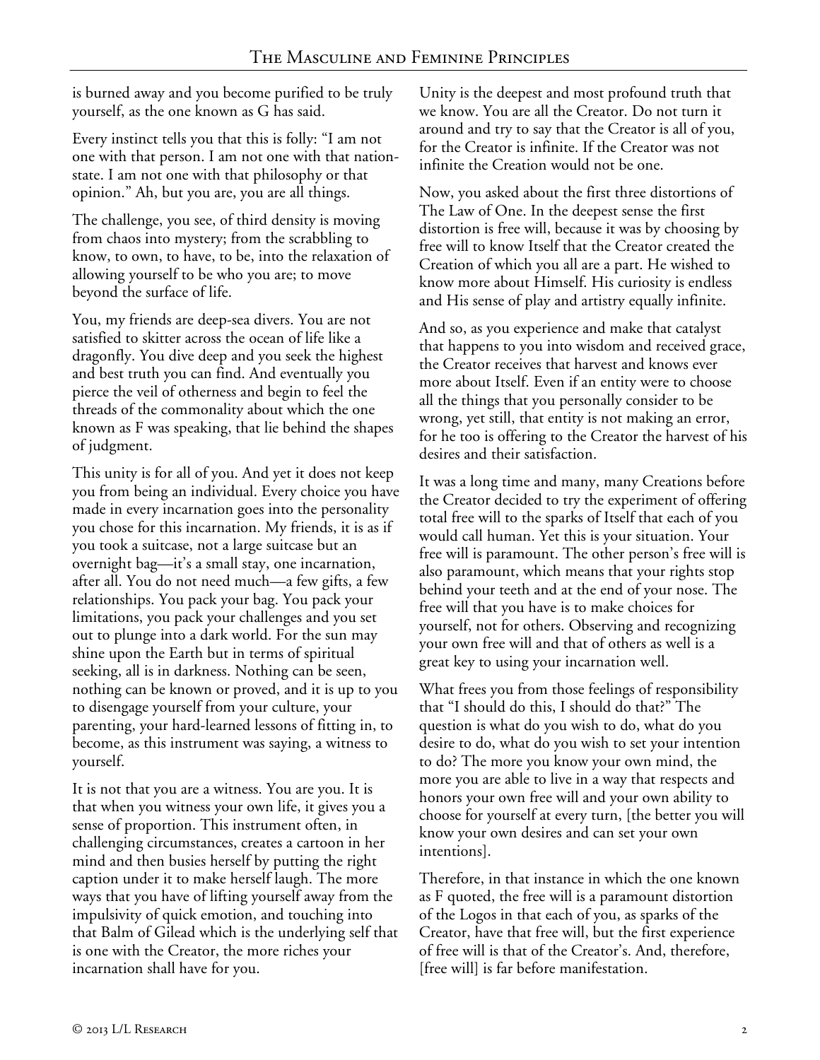is burned away and you become purified to be truly yourself, as the one known as G has said.

Every instinct tells you that this is folly: "I am not one with that person. I am not one with that nation-state. I am not one with that philosophy or that opinion." Ah, but you are, you are all things.

The challenge, you see, of third density is moving from chaos into mystery; from the scrabbling to know, to own, to have, to be, into the relaxation of allowing yourself to be who you are; to move beyond the surface of life.

You, my friends are deep-sea divers. You are not satisfied to skitter across the ocean of life like a dragonfly. You dive deep and you seek the highest and best truth you can find. And eventually you pierce the veil of otherness and begin to feel the threads of the commonality about which the one known as F was speaking, that lie behind the shapes of judgment.

This unity is for all of you. And yet it does not keep you from being an individual. Every choice you have made in every incarnation goes into the personality you chose for this incarnation. My friends, it is as if you took a suitcase, not a large suitcase but an overnight bag—it's a small stay, one incarnation, after all. You do not need much—a few gifts, a few relationships. You pack your bag. You pack your limitations, you pack your challenges and you set out to plunge into a dark world. For the sun may shine upon the Earth but in terms of spiritual seeking, all is in darkness. Nothing can be seen, nothing can be known or proved, and it is up to you to disengage yourself from your culture, your parenting, your hard-learned lessons of fitting in, to become, as this instrument was saying, a witness to yourself.

It is not that you are a witness. You are you. It is that when you witness your own life, it gives you a sense of proportion. This instrument often, in challenging circumstances, creates a cartoon in her mind and then busies herself by putting the right caption under it to make herself laugh. The more ways that you have of lifting yourself away from the impulsivity of quick emotion, and touching into that Balm of Gilead which is the underlying self that is one with the Creator, the more riches your incarnation shall have for you.

Unity is the deepest and most profound truth that we know. You are all the Creator. Do not turn it around and try to say that the Creator is all of you, for the Creator is infinite. If the Creator was not infinite the Creation would not be one.

Now, you asked about the first three distortions of The Law of One. In the deepest sense the first distortion is free will, because it was by choosing by free will to know Itself that the Creator created the Creation of which you all are a part. He wished to know more about Himself. His curiosity is endless and His sense of play and artistry equally infinite.

And so, as you experience and make that catalyst that happens to you into wisdom and received grace, the Creator receives that harvest and knows ever more about Itself. Even if an entity were to choose all the things that you personally consider to be wrong, yet still, that entity is not making an error, for he too is offering to the Creator the harvest of his desires and their satisfaction.

It was a long time and many, many Creations before the Creator decided to try the experiment of offering total free will to the sparks of Itself that each of you would call human. Yet this is your situation. Your free will is paramount. The other person's free will is also paramount, which means that your rights stop behind your teeth and at the end of your nose. The free will that you have is to make choices for yourself, not for others. Observing and recognizing your own free will and that of others as well is a great key to using your incarnation well.

What frees you from those feelings of responsibility that "I should do this, I should do that?" The question is what do you wish to do, what do you desire to do, what do you wish to set your intention to do? The more you know your own mind, the more you are able to live in a way that respects and honors your own free will and your own ability to choose for yourself at every turn, [the better you will know your own desires and can set your own intentions].

Therefore, in that instance in which the one known as F quoted, the free will is a paramount distortion of the Logos in that each of you, as sparks of the Creator, have that free will, but the first experience of free will is that of the Creator's. And, therefore, [free will] is far before manifestation.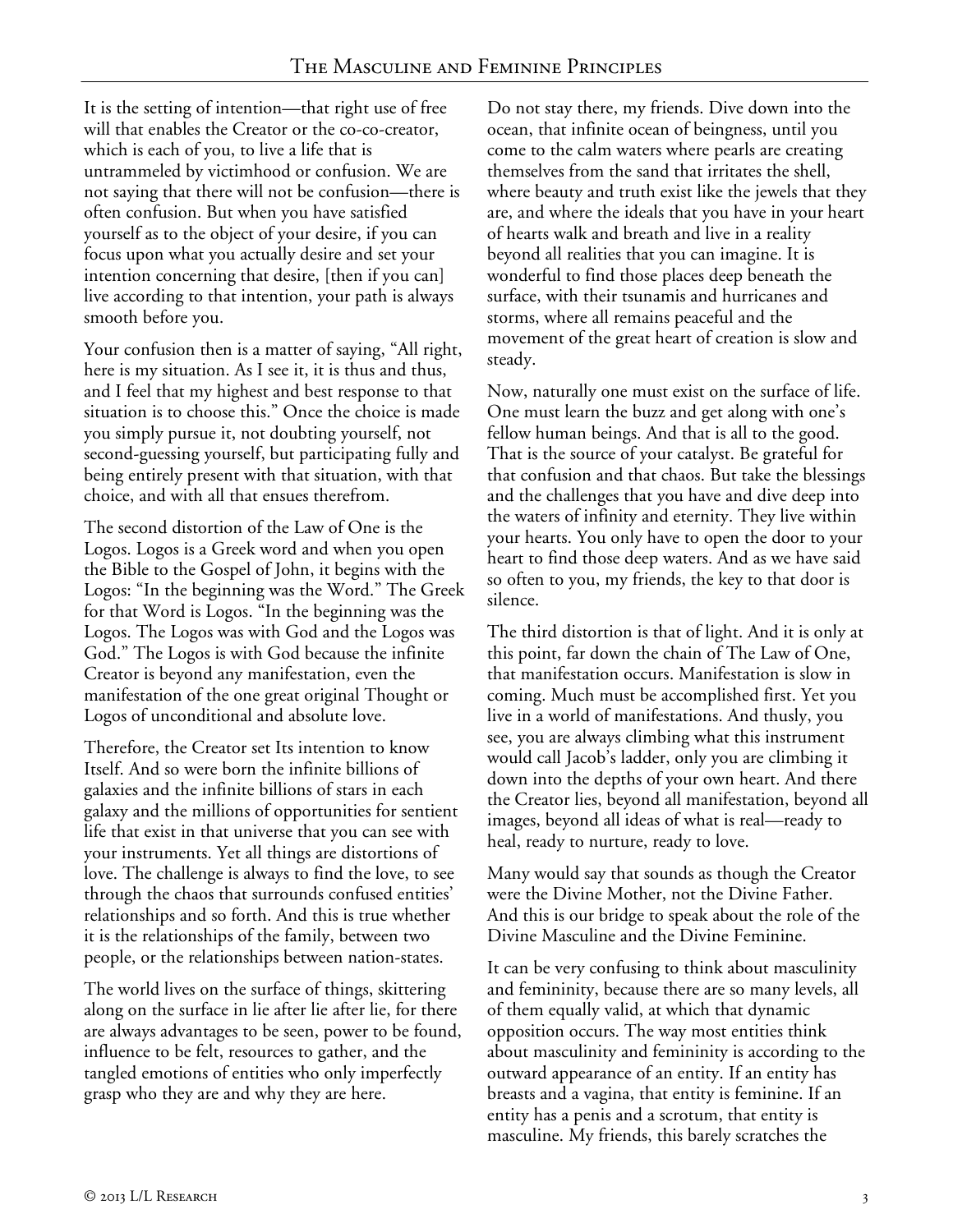It is the setting of intention—that right use of free will that enables the Creator or the co-co-creator, which is each of you, to live a life that is untrammeled by victimhood or confusion. We are not saying that there will not be confusion—there is often confusion. But when you have satisfied yourself as to the object of your desire, if you can focus upon what you actually desire and set your intention concerning that desire, [then if you can] live according to that intention, your path is always smooth before you.

Your confusion then is a matter of saying, "All right, here is my situation. As I see it, it is thus and thus, and I feel that my highest and best response to that situation is to choose this." Once the choice is made you simply pursue it, not doubting yourself, not second-guessing yourself, but participating fully and being entirely present with that situation, with that choice, and with all that ensues therefrom.

The second distortion of the Law of One is the Logos. Logos is a Greek word and when you open the Bible to the Gospel of John, it begins with the Logos: "In the beginning was the Word." The Greek for that Word is Logos. "In the beginning was the Logos. The Logos was with God and the Logos was God." The Logos is with God because the infinite Creator is beyond any manifestation, even the manifestation of the one great original Thought or Logos of unconditional and absolute love.

Therefore, the Creator set Its intention to know Itself. And so were born the infinite billions of galaxies and the infinite billions of stars in each galaxy and the millions of opportunities for sentient life that exist in that universe that you can see with your instruments. Yet all things are distortions of love. The challenge is always to find the love, to see through the chaos that surrounds confused entities' relationships and so forth. And this is true whether it is the relationships of the family, between two people, or the relationships between nation-states.

The world lives on the surface of things, skittering along on the surface in lie after lie after lie, for there are always advantages to be seen, power to be found, influence to be felt, resources to gather, and the tangled emotions of entities who only imperfectly grasp who they are and why they are here.

Do not stay there, my friends. Dive down into the ocean, that infinite ocean of beingness, until you come to the calm waters where pearls are creating themselves from the sand that irritates the shell, where beauty and truth exist like the jewels that they are, and where the ideals that you have in your heart of hearts walk and breath and live in a reality beyond all realities that you can imagine. It is wonderful to find those places deep beneath the surface, with their tsunamis and hurricanes and storms, where all remains peaceful and the movement of the great heart of creation is slow and steady.

Now, naturally one must exist on the surface of life. One must learn the buzz and get along with one's fellow human beings. And that is all to the good. That is the source of your catalyst. Be grateful for that confusion and that chaos. But take the blessings and the challenges that you have and dive deep into the waters of infinity and eternity. They live within your hearts. You only have to open the door to your heart to find those deep waters. And as we have said so often to you, my friends, the key to that door is silence.

The third distortion is that of light. And it is only at this point, far down the chain of The Law of One, that manifestation occurs. Manifestation is slow in coming. Much must be accomplished first. Yet you live in a world of manifestations. And thusly, you see, you are always climbing what this instrument would call Jacob's ladder, only you are climbing it down into the depths of your own heart. And there the Creator lies, beyond all manifestation, beyond all images, beyond all ideas of what is real—ready to heal, ready to nurture, ready to love.

Many would say that sounds as though the Creator were the Divine Mother, not the Divine Father. And this is our bridge to speak about the role of the Divine Masculine and the Divine Feminine.

It can be very confusing to think about masculinity and femininity, because there are so many levels, all of them equally valid, at which that dynamic opposition occurs. The way most entities think about masculinity and femininity is according to the outward appearance of an entity. If an entity has breasts and a vagina, that entity is feminine. If an entity has a penis and a scrotum, that entity is masculine. My friends, this barely scratches the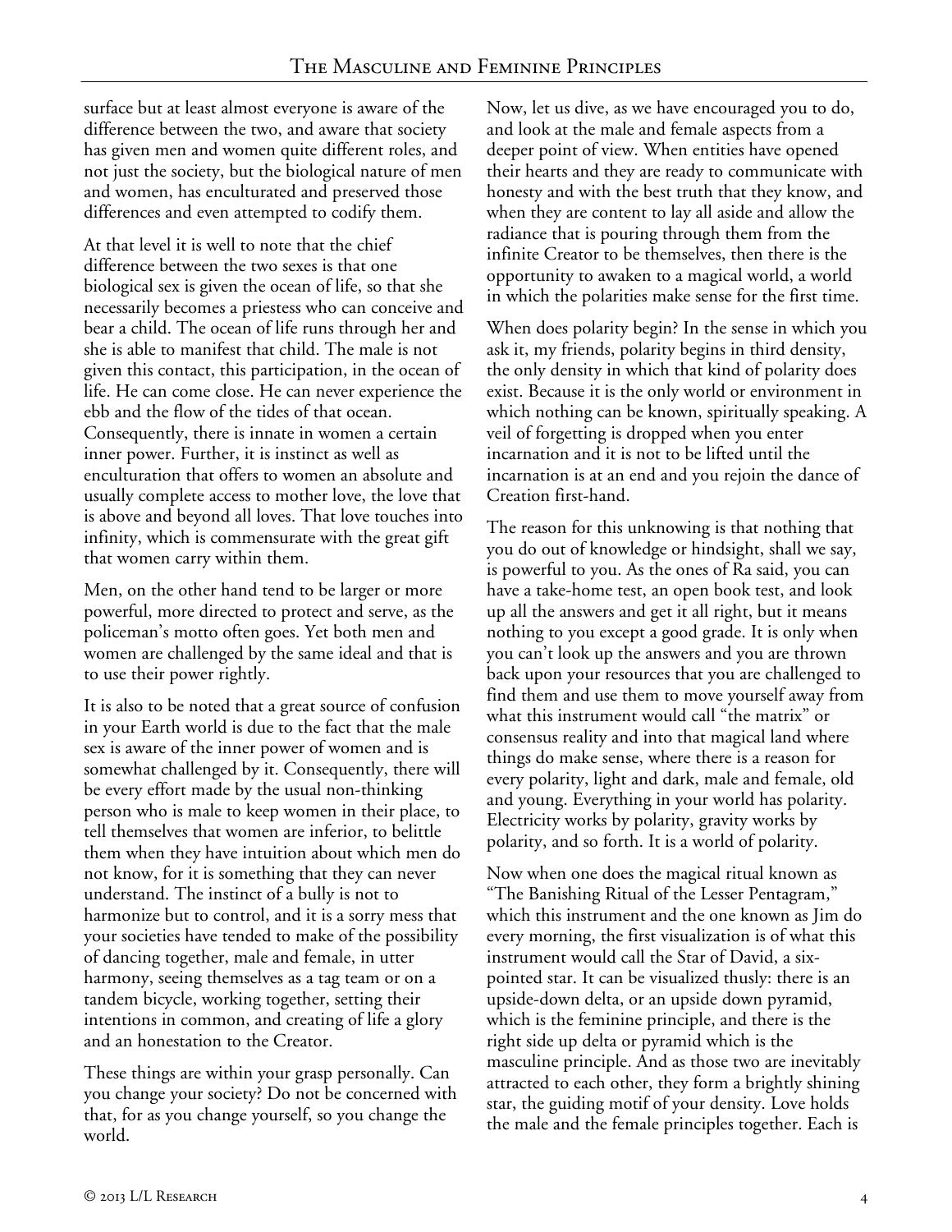surface but at least almost everyone is aware of the difference between the two, and aware that society has given men and women quite different roles, and not just the society, but the biological nature of men and women, has enculturated and preserved those differences and even attempted to codify them.

At that level it is well to note that the chief difference between the two sexes is that one biological sex is given the ocean of life, so that she necessarily becomes a priestess who can conceive and bear a child. The ocean of life runs through her and she is able to manifest that child. The male is not given this contact, this participation, in the ocean of life. He can come close. He can never experience the ebb and the flow of the tides of that ocean. Consequently, there is innate in women a certain inner power. Further, it is instinct as well as enculturation that offers to women an absolute and usually complete access to mother love, the love that is above and beyond all loves. That love touches into infinity, which is commensurate with the great gift that women carry within them.

Men, on the other hand tend to be larger or more powerful, more directed to protect and serve, as the policeman's motto often goes. Yet both men and women are challenged by the same ideal and that is to use their power rightly.

It is also to be noted that a great source of confusion in your Earth world is due to the fact that the male sex is aware of the inner power of women and is somewhat challenged by it. Consequently, there will be every effort made by the usual non-thinking person who is male to keep women in their place, to tell themselves that women are inferior, to belittle them when they have intuition about which men do not know, for it is something that they can never understand. The instinct of a bully is not to harmonize but to control, and it is a sorry mess that your societies have tended to make of the possibility of dancing together, male and female, in utter harmony, seeing themselves as a tag team or on a tandem bicycle, working together, setting their intentions in common, and creating of life a glory and an honestation to the Creator.

These things are within your grasp personally. Can you change your society? Do not be concerned with that, for as you change yourself, so you change the world.

Now, let us dive, as we have encouraged you to do, and look at the male and female aspects from a deeper point of view. When entities have opened their hearts and they are ready to communicate with honesty and with the best truth that they know, and when they are content to lay all aside and allow the radiance that is pouring through them from the infinite Creator to be themselves, then there is the opportunity to awaken to a magical world, a world in which the polarities make sense for the first time.

When does polarity begin? In the sense in which you ask it, my friends, polarity begins in third density, the only density in which that kind of polarity does exist. Because it is the only world or environment in which nothing can be known, spiritually speaking. A veil of forgetting is dropped when you enter incarnation and it is not to be lifted until the incarnation is at an end and you rejoin the dance of Creation first-hand.

The reason for this unknowing is that nothing that you do out of knowledge or hindsight, shall we say, is powerful to you. As the ones of Ra said, you can have a take-home test, an open book test, and look up all the answers and get it all right, but it means nothing to you except a good grade. It is only when you can't look up the answers and you are thrown back upon your resources that you are challenged to find them and use them to move yourself away from what this instrument would call "the matrix" or consensus reality and into that magical land where things do make sense, where there is a reason for every polarity, light and dark, male and female, old and young. Everything in your world has polarity. Electricity works by polarity, gravity works by polarity, and so forth. It is a world of polarity.

Now when one does the magical ritual known as "The Banishing Ritual of the Lesser Pentagram," which this instrument and the one known as Jim do every morning, the first visualization is of what this instrument would call the Star of David, a six-pointed star. It can be visualized thusly: there is an upside-down delta, or an upside down pyramid, which is the feminine principle, and there is the right side up delta or pyramid which is the masculine principle. And as those two are inevitably attracted to each other, they form a brightly shining star, the guiding motif of your density. Love holds the male and the female principles together. Each is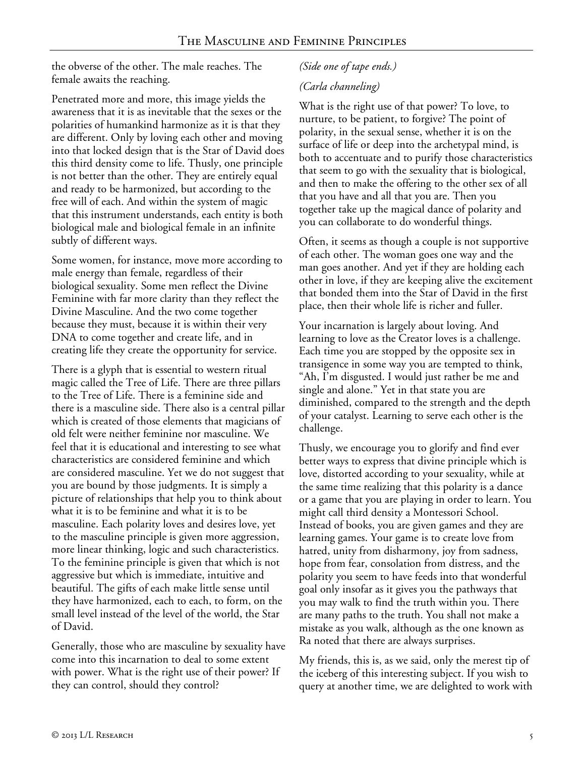the obverse of the other. The male reaches. The female awaits the reaching.

Penetrated more and more, this image yields the awareness that it is as inevitable that the sexes or the polarities of humankind harmonize as it is that they are different. Only by loving each other and moving into that locked design that is the Star of David does this third density come to life. Thusly, one principle is not better than the other. They are entirely equal and ready to be harmonized, but according to the free will of each. And within the system of magic that this instrument understands, each entity is both biological male and biological female in an infinite subtly of different ways.

Some women, for instance, move more according to male energy than female, regardless of their biological sexuality. Some men reflect the Divine Feminine with far more clarity than they reflect the Divine Masculine. And the two come together because they must, because it is within their very DNA to come together and create life, and in creating life they create the opportunity for service.

There is a glyph that is essential to western ritual magic called the Tree of Life. There are three pillars to the Tree of Life. There is a feminine side and there is a masculine side. There also is a central pillar which is created of those elements that magicians of old felt were neither feminine nor masculine. We feel that it is educational and interesting to see what characteristics are considered feminine and which are considered masculine. Yet we do not suggest that you are bound by those judgments. It is simply a picture of relationships that help you to think about what it is to be feminine and what it is to be masculine. Each polarity loves and desires love, yet to the masculine principle is given more aggression, more linear thinking, logic and such characteristics. To the feminine principle is given that which is not aggressive but which is immediate, intuitive and beautiful. The gifts of each make little sense until they have harmonized, each to each, to form, on the small level instead of the level of the world, the Star of David.

Generally, those who are masculine by sexuality have come into this incarnation to deal to some extent with power. What is the right use of their power? If they can control, should they control?

*(Side one of tape ends.)*

*(Carla channeling)*

What is the right use of that power? To love, to nurture, to be patient, to forgive? The point of polarity, in the sexual sense, whether it is on the surface of life or deep into the archetypal mind, is both to accentuate and to purify those characteristics that seem to go with the sexuality that is biological, and then to make the offering to the other sex of all that you have and all that you are. Then you together take up the magical dance of polarity and you can collaborate to do wonderful things.

Often, it seems as though a couple is not supportive of each other. The woman goes one way and the man goes another. And yet if they are holding each other in love, if they are keeping alive the excitement that bonded them into the Star of David in the first place, then their whole life is richer and fuller.

Your incarnation is largely about loving. And learning to love as the Creator loves is a challenge. Each time you are stopped by the opposite sex in transigence in some way you are tempted to think, "Ah, I'm disgusted. I would just rather be me and single and alone." Yet in that state you are diminished, compared to the strength and the depth of your catalyst. Learning to serve each other is the challenge.

Thusly, we encourage you to glorify and find ever better ways to express that divine principle which is love, distorted according to your sexuality, while at the same time realizing that this polarity is a dance or a game that you are playing in order to learn. You might call third density a Montessori School. Instead of books, you are given games and they are learning games. Your game is to create love from hatred, unity from disharmony, joy from sadness, hope from fear, consolation from distress, and the polarity you seem to have feeds into that wonderful goal only insofar as it gives you the pathways that you may walk to find the truth within you. There are many paths to the truth. You shall not make a mistake as you walk, although as the one known as Ra noted that there are always surprises.

My friends, this is, as we said, only the merest tip of the iceberg of this interesting subject. If you wish to query at another time, we are delighted to work with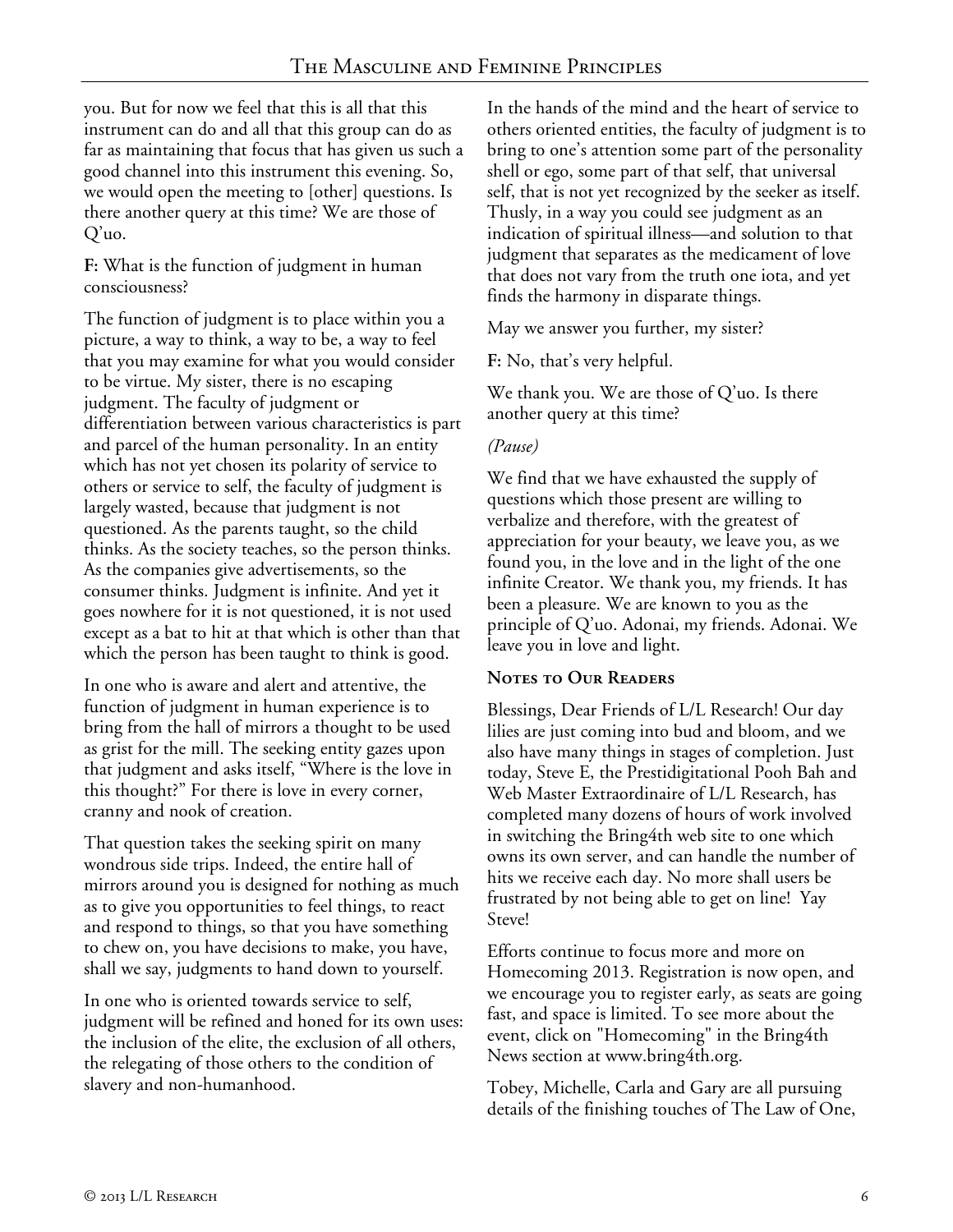you. But for now we feel that this is all that this instrument can do and all that this group can do as far as maintaining that focus that has given us such a good channel into this instrument this evening. So, we would open the meeting to [other] questions. Is there another query at this time? We are those of Q'uo.

**F:** What is the function of judgment in human consciousness?

The function of judgment is to place within you a picture, a way to think, a way to be, a way to feel that you may examine for what you would consider to be virtue. My sister, there is no escaping judgment. The faculty of judgment or differentiation between various characteristics is part and parcel of the human personality. In an entity which has not yet chosen its polarity of service to others or service to self, the faculty of judgment is largely wasted, because that judgment is not questioned. As the parents taught, so the child thinks. As the society teaches, so the person thinks. As the companies give advertisements, so the consumer thinks. Judgment is infinite. And yet it goes nowhere for it is not questioned, it is not used except as a bat to hit at that which is other than that which the person has been taught to think is good.

In one who is aware and alert and attentive, the function of judgment in human experience is to bring from the hall of mirrors a thought to be used as grist for the mill. The seeking entity gazes upon that judgment and asks itself, "Where is the love in this thought?" For there is love in every corner, cranny and nook of creation.

That question takes the seeking spirit on many wondrous side trips. Indeed, the entire hall of mirrors around you is designed for nothing as much as to give you opportunities to feel things, to react and respond to things, so that you have something to chew on, you have decisions to make, you have, shall we say, judgments to hand down to yourself.

In one who is oriented towards service to self, judgment will be refined and honed for its own uses: the inclusion of the elite, the exclusion of all others, the relegating of those others to the condition of slavery and non-humanhood.

In the hands of the mind and the heart of service to others oriented entities, the faculty of judgment is to bring to one's attention some part of the personality shell or ego, some part of that self, that universal self, that is not yet recognized by the seeker as itself. Thusly, in a way you could see judgment as an indication of spiritual illness—and solution to that judgment that separates as the medicament of love that does not vary from the truth one iota, and yet finds the harmony in disparate things.

May we answer you further, my sister?

**F:** No, that's very helpful.

We thank you. We are those of Q'uo. Is there another query at this time?

*(Pause)*

We find that we have exhausted the supply of questions which those present are willing to verbalize and therefore, with the greatest of appreciation for your beauty, we leave you, as we found you, in the love and in the light of the one infinite Creator. We thank you, my friends. It has been a pleasure. We are known to you as the principle of Q'uo. Adonai, my friends. Adonai. We leave you in love and light.

### Notes to Our Readers

Blessings, Dear Friends of L/L Research! Our day lilies are just coming into bud and bloom, and we also have many things in stages of completion. Just today, Steve E, the Prestidigitational Pooh Bah and Web Master Extraordinaire of L/L Research, has completed many dozens of hours of work involved in switching the Bring4th web site to one which owns its own server, and can handle the number of hits we receive each day. No more shall users be frustrated by not being able to get on line! Yay Steve!

Efforts continue to focus more and more on Homecoming 2013. Registration is now open, and we encourage you to register early, as seats are going fast, and space is limited. To see more about the event, click on "Homecoming" in the Bring4th News section at www.bring4th.org.

Tobey, Michelle, Carla and Gary are all pursuing details of the finishing touches of The Law of One,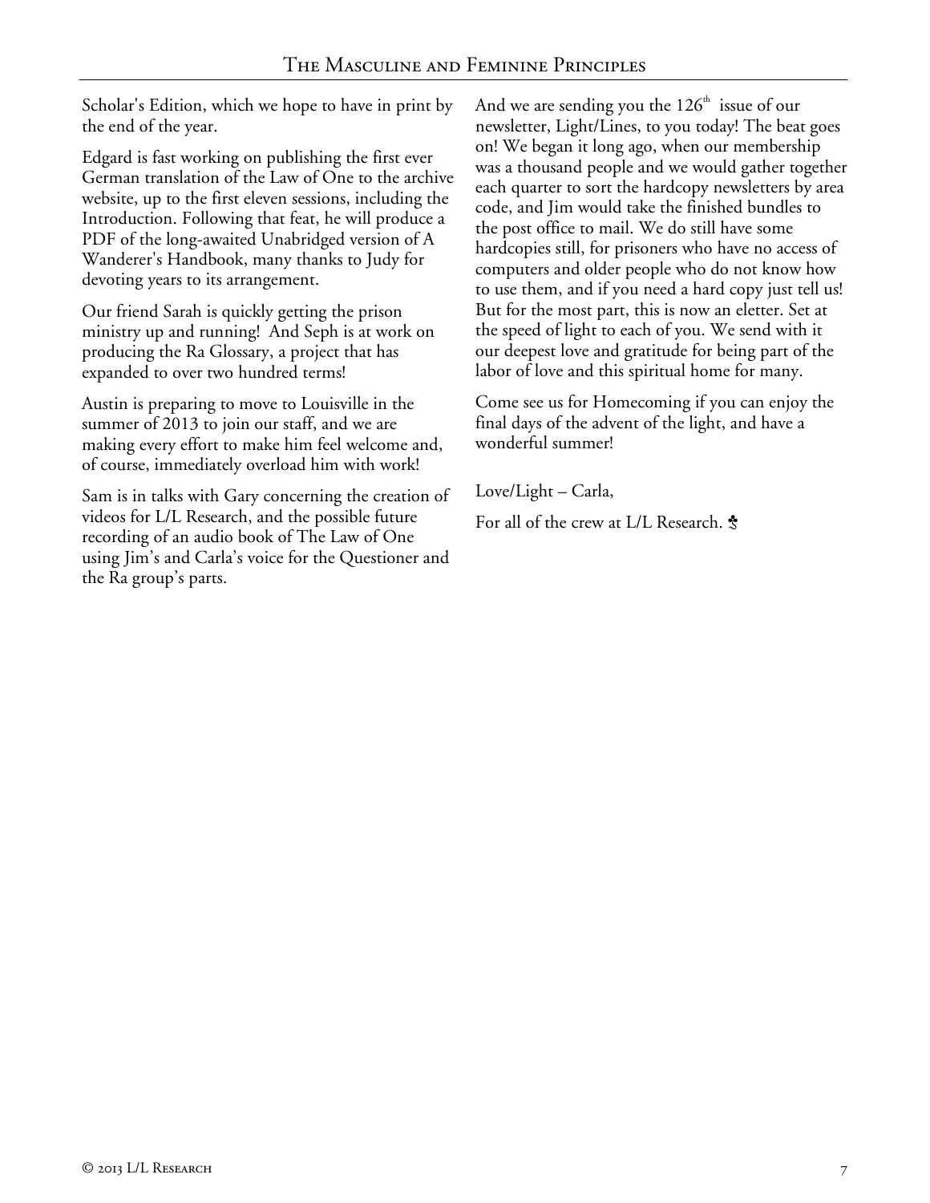Scholar's Edition, which we hope to have in print by the end of the year.

Edgard is fast working on publishing the first ever German translation of the Law of One to the archive website, up to the first eleven sessions, including the Introduction. Following that feat, he will produce a PDF of the long-awaited Unabridged version of A Wanderer's Handbook, many thanks to Judy for devoting years to its arrangement.

Our friend Sarah is quickly getting the prison ministry up and running! And Seph is at work on producing the Ra Glossary, a project that has expanded to over two hundred terms!

Austin is preparing to move to Louisville in the summer of 2013 to join our staff, and we are making every effort to make him feel welcome and, of course, immediately overload him with work!

Sam is in talks with Gary concerning the creation of videos for L/L Research, and the possible future recording of an audio book of The Law of One using Jim's and Carla's voice for the Questioner and the Ra group's parts.

And we are sending you the 126th issue of our newsletter, Light/Lines, to you today! The beat goes on! We began it long ago, when our membership was a thousand people and we would gather together each quarter to sort the hardcopy newsletters by area code, and Jim would take the finished bundles to the post office to mail. We do still have some hardcopies still, for prisoners who have no access of computers and older people who do not know how to use them, and if you need a hard copy just tell us! But for the most part, this is now an eletter. Set at the speed of light to each of you. We send with it our deepest love and gratitude for being part of the labor of love and this spiritual home for many.

Come see us for Homecoming if you can enjoy the final days of the advent of the light, and have a wonderful summer!

Love/Light – Carla,

For all of the crew at L/L Research. ☘